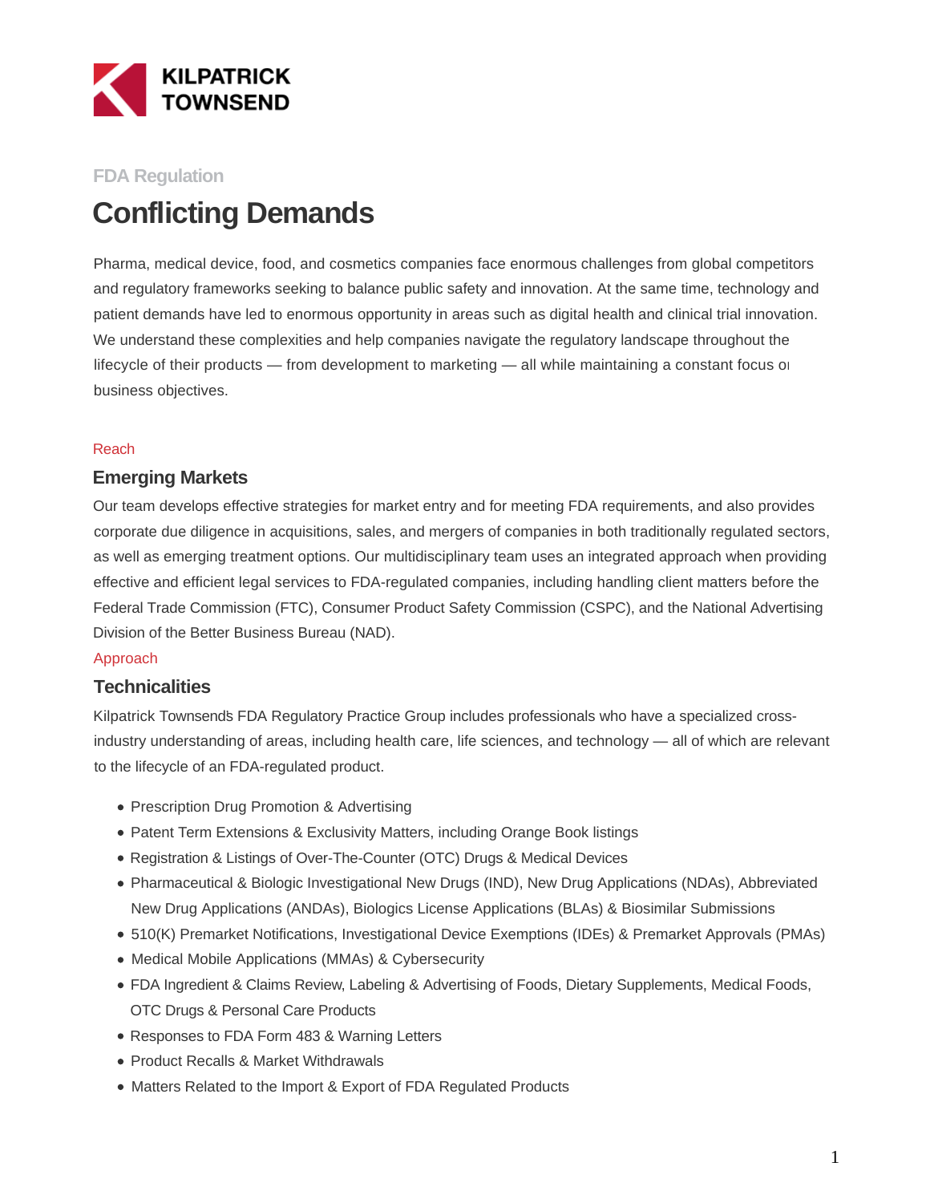KILPATRICK TOWNSEND

FDA Regulation

# Conflicting Demands

Pharma, medical device, food, and cosmetics companies face enormous challenges from global competitors and regulatory frameworks seeking to balance public safety and innovation. At the same time, technology and patient demands have led to enormous opportunity in areas such as digital health and clinical trial innovation. We understand these complexities and help companies navigate the regulatory landscape throughout the lifecycle of their products — from development to marketing — all while maintaining a constant focus on business objectives.

Reach

## Emerging Markets

Our team develops effective strategies for market entry and for meeting FDA requirements, and also provides corporate due diligence in acquisitions, sales, and mergers of companies in both traditionally regulated sectors, as well as emerging treatment options. Our multidisciplinary team uses an integrated approach when providing effective and efficient legal services to FDA-regulated companies, including handling client matters before the Federal Trade Commission (FTC), Consumer Product Safety Commission (CSPC), and the National Advertising Division of the Better Business Bureau (NAD).

Approach

## Technicalities

Kilpatrick Townsend's FDA Regulatory Practice Group includes professionals who have a specialized cross-industry understanding of areas, including health care, life sciences, and technology — all of which are relevant to the lifecycle of an FDA-regulated product.

- Prescription Drug Promotion & Advertising
- Patent Term Extensions & Exclusivity Matters, including Orange Book listings
- Registration & Listings of Over-The-Counter (OTC) Drugs & Medical Devices
- Pharmaceutical & Biologic Investigational New Drugs (IND), New Drug Applications (NDAs), Abbreviated New Drug Applications (ANDAs), Biologics License Applications (BLAs) & Biosimilar Submissions
- 510(K) Premarket Notifications, Investigational Device Exemptions (IDEs) & Premarket Approvals (PMAs)
- Medical Mobile Applications (MMAs) & Cybersecurity
- FDA Ingredient & Claims Review, Labeling & Advertising of Foods, Dietary Supplements, Medical Foods, OTC Drugs & Personal Care Products
- Responses to FDA Form 483 & Warning Letters
- Product Recalls & Market Withdrawals
- Matters Related to the Import & Export of FDA Regulated Products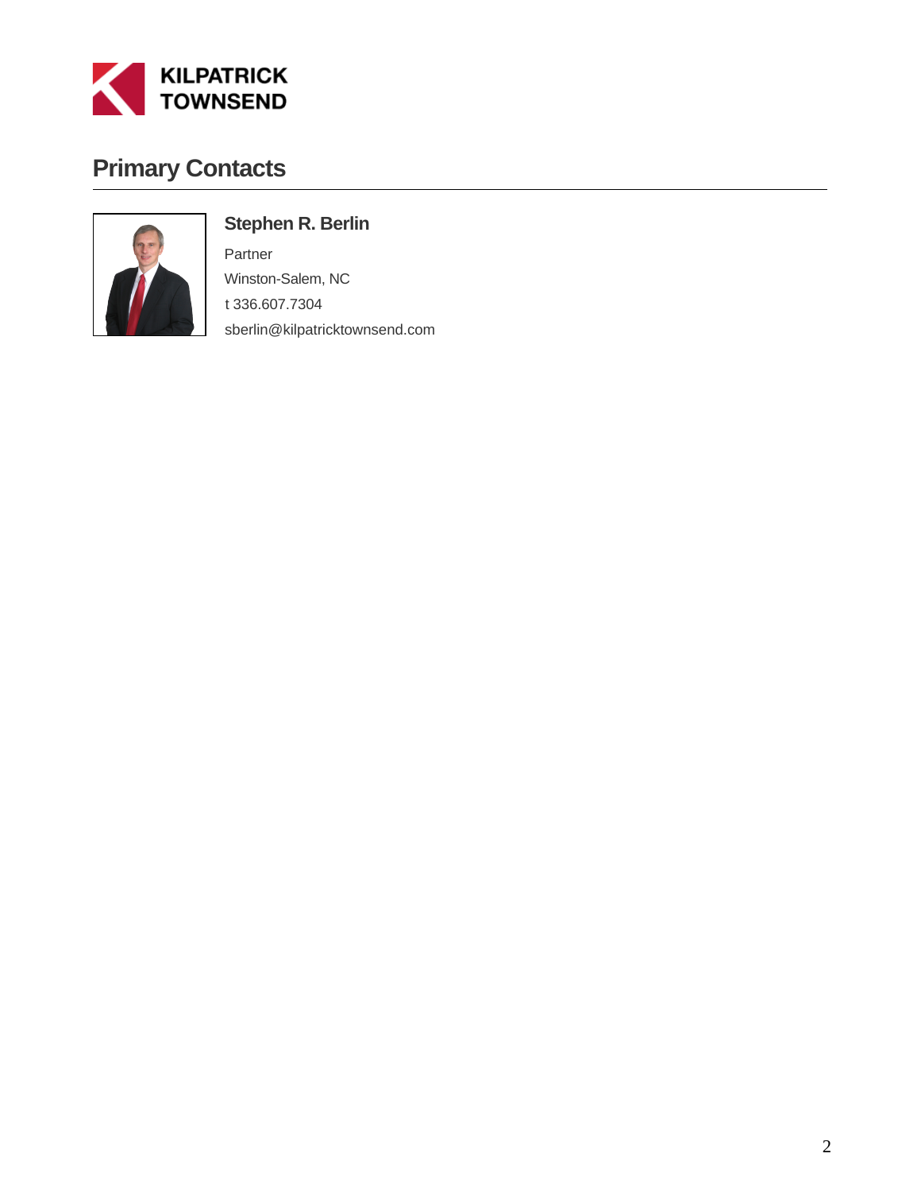KILPATRICK TOWNSEND

## Primary Contacts

### Stephen R. Berlin

Partner

Winston-Salem, NC

t 336.607.7304

sberlin@kilpatricktownsend.com